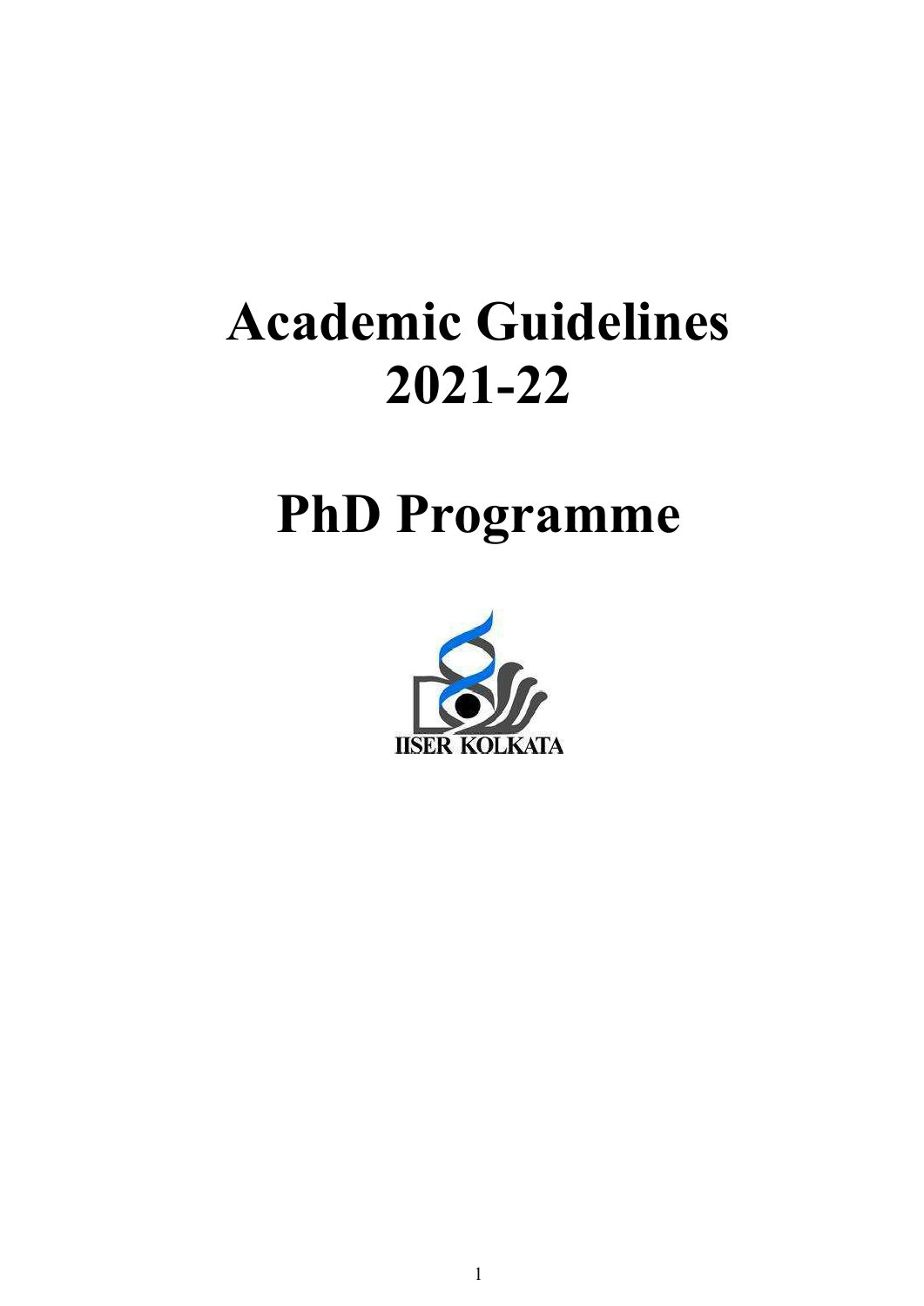# Academic Guidelines 2021-22

# PhD Programme

IISER KOLKATA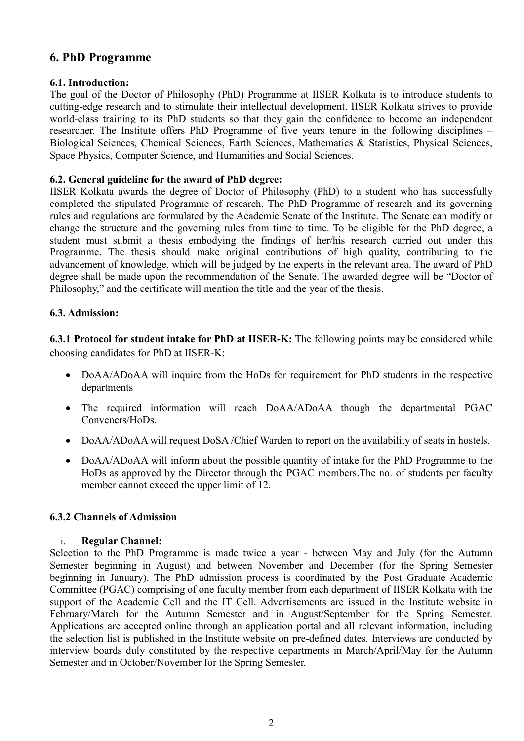## 6. PhD Programme

### 6.1. Introduction:

The goal of the Doctor of Philosophy (PhD) Programme at IISER Kolkata is to introduce students to cutting-edge research and to stimulate their intellectual development. IISER Kolkata strives to provide world-class training to its PhD students so that they gain the confidence to become an independent researcher. The Institute offers PhD Programme of five years tenure in the following disciplines – Biological Sciences, Chemical Sciences, Earth Sciences, Mathematics & Statistics, Physical Sciences, Space Physics, Computer Science, and Humanities and Social Sciences.

### 6.2. General guideline for the award of PhD degree:

IISER Kolkata awards the degree of Doctor of Philosophy (PhD) to a student who has successfully completed the stipulated Programme of research. The PhD Programme of research and its governing rules and regulations are formulated by the Academic Senate of the Institute. The Senate can modify or change the structure and the governing rules from time to time. To be eligible for the PhD degree, a student must submit a thesis embodying the findings of her/his research carried out under this Programme. The thesis should make original contributions of high quality, contributing to the advancement of knowledge, which will be judged by the experts in the relevant area. The award of PhD degree shall be made upon the recommendation of the Senate. The awarded degree will be "Doctor of Philosophy," and the certificate will mention the title and the year of the thesis.

### 6.3. Admission:

**6.3.1 Protocol for student intake for PhD at IISER-K:** The following points may be considered while choosing candidates for PhD at IISER-K:

- DoAA/ADoAA will inquire from the HoDs for requirement for PhD students in the respective departments
- The required information will reach DoAA/ADoAA though the departmental PGAC Conveners/HoDs.
- DoAA/ADoAA will request DoSA /Chief Warden to report on the availability of seats in hostels.
- DoAA/ADoAA will inform about the possible quantity of intake for the PhD Programme to the HoDs as approved by the Director through the PGAC members.The no. of students per faculty member cannot exceed the upper limit of 12.

#### 6.3.2 Channels of Admission

i. **Regular Channel:**

Selection to the PhD Programme is made twice a year - between May and July (for the Autumn Semester beginning in August) and between November and December (for the Spring Semester beginning in January). The PhD admission process is coordinated by the Post Graduate Academic Committee (PGAC) comprising of one faculty member from each department of IISER Kolkata with the support of the Academic Cell and the IT Cell. Advertisements are issued in the Institute website in February/March for the Autumn Semester and in August/September for the Spring Semester. Applications are accepted online through an application portal and all relevant information, including the selection list is published in the Institute website on pre-defined dates. Interviews are conducted by interview boards duly constituted by the respective departments in March/April/May for the Autumn Semester and in October/November for the Spring Semester.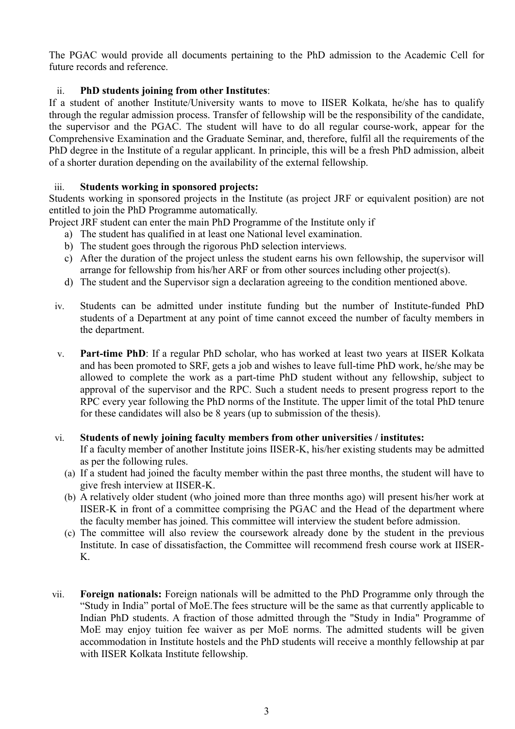The PGAC would provide all documents pertaining to the PhD admission to the Academic Cell for future records and reference.

ii. **PhD students joining from other Institutes**:

If a student of another Institute/University wants to move to IISER Kolkata, he/she has to qualify through the regular admission process. Transfer of fellowship will be the responsibility of the candidate, the supervisor and the PGAC. The student will have to do all regular course-work, appear for the Comprehensive Examination and the Graduate Seminar, and, therefore, fulfil all the requirements of the PhD degree in the Institute of a regular applicant. In principle, this will be a fresh PhD admission, albeit of a shorter duration depending on the availability of the external fellowship.

iii. **Students working in sponsored projects:**

Students working in sponsored projects in the Institute (as project JRF or equivalent position) are not entitled to join the PhD Programme automatically.

Project JRF student can enter the main PhD Programme of the Institute only if

a) The student has qualified in at least one National level examination.
b) The student goes through the rigorous PhD selection interviews.
c) After the duration of the project unless the student earns his own fellowship, the supervisor will arrange for fellowship from his/her ARF or from other sources including other project(s).
d) The student and the Supervisor sign a declaration agreeing to the condition mentioned above.

iv. Students can be admitted under institute funding but the number of Institute-funded PhD students of a Department at any point of time cannot exceed the number of faculty members in the department.

v. **Part-time PhD**: If a regular PhD scholar, who has worked at least two years at IISER Kolkata and has been promoted to SRF, gets a job and wishes to leave full-time PhD work, he/she may be allowed to complete the work as a part-time PhD student without any fellowship, subject to approval of the supervisor and the RPC. Such a student needs to present progress report to the RPC every year following the PhD norms of the Institute. The upper limit of the total PhD tenure for these candidates will also be 8 years (up to submission of the thesis).

vi. **Students of newly joining faculty members from other universities / institutes:**

If a faculty member of another Institute joins IISER-K, his/her existing students may be admitted as per the following rules.

(a) If a student had joined the faculty member within the past three months, the student will have to give fresh interview at IISER-K.
(b) A relatively older student (who joined more than three months ago) will present his/her work at IISER-K in front of a committee comprising the PGAC and the Head of the department where the faculty member has joined. This committee will interview the student before admission.
(c) The committee will also review the coursework already done by the student in the previous Institute. In case of dissatisfaction, the Committee will recommend fresh course work at IISER-K.

vii. **Foreign nationals:** Foreign nationals will be admitted to the PhD Programme only through the "Study in India" portal of MoE.The fees structure will be the same as that currently applicable to Indian PhD students. A fraction of those admitted through the "Study in India" Programme of MoE may enjoy tuition fee waiver as per MoE norms. The admitted students will be given accommodation in Institute hostels and the PhD students will receive a monthly fellowship at par with IISER Kolkata Institute fellowship.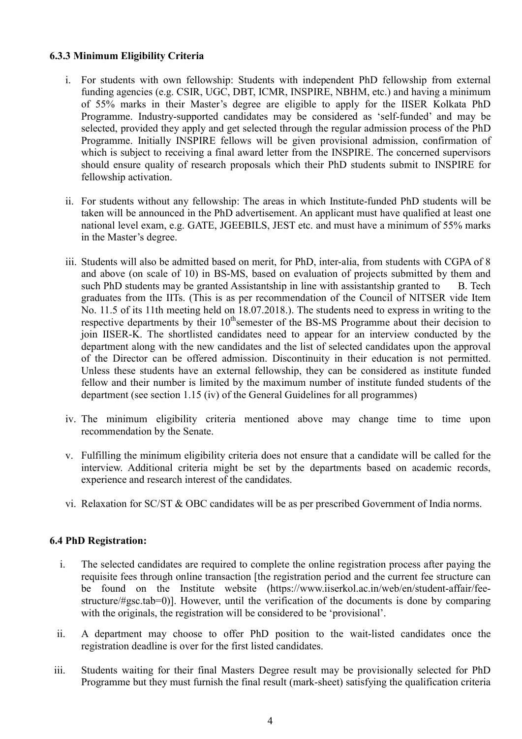#### 6.3.3 Minimum Eligibility Criteria

i. For students with own fellowship: Students with independent PhD fellowship from external funding agencies (e.g. CSIR, UGC, DBT, ICMR, INSPIRE, NBHM, etc.) and having a minimum of 55% marks in their Master's degree are eligible to apply for the IISER Kolkata PhD Programme. Industry-supported candidates may be considered as 'self-funded' and may be selected, provided they apply and get selected through the regular admission process of the PhD Programme. Initially INSPIRE fellows will be given provisional admission, confirmation of which is subject to receiving a final award letter from the INSPIRE. The concerned supervisors should ensure quality of research proposals which their PhD students submit to INSPIRE for fellowship activation.

ii. For students without any fellowship: The areas in which Institute-funded PhD students will be taken will be announced in the PhD advertisement. An applicant must have qualified at least one national level exam, e.g. GATE, JGEEBILS, JEST etc. and must have a minimum of 55% marks in the Master's degree.

iii. Students will also be admitted based on merit, for PhD, inter-alia, from students with CGPA of 8 and above (on scale of 10) in BS-MS, based on evaluation of projects submitted by them and such PhD students may be granted Assistantship in line with assistantship granted to B. Tech graduates from the IITs. (This is as per recommendation of the Council of NITSER vide Item No. 11.5 of its 11th meeting held on 18.07.2018.). The students need to express in writing to the respective departments by their 10th semester of the BS-MS Programme about their decision to join IISER-K. The shortlisted candidates need to appear for an interview conducted by the department along with the new candidates and the list of selected candidates upon the approval of the Director can be offered admission. Discontinuity in their education is not permitted. Unless these students have an external fellowship, they can be considered as institute funded fellow and their number is limited by the maximum number of institute funded students of the department (see section 1.15 (iv) of the General Guidelines for all programmes)

iv. The minimum eligibility criteria mentioned above may change time to time upon recommendation by the Senate.

v. Fulfilling the minimum eligibility criteria does not ensure that a candidate will be called for the interview. Additional criteria might be set by the departments based on academic records, experience and research interest of the candidates.

vi. Relaxation for SC/ST & OBC candidates will be as per prescribed Government of India norms.

### 6.4 PhD Registration:

i. The selected candidates are required to complete the online registration process after paying the requisite fees through online transaction [the registration period and the current fee structure can be found on the Institute website (https://www.iiserkol.ac.in/web/en/student-affair/fee-structure/#gsc.tab=0)]. However, until the verification of the documents is done by comparing with the originals, the registration will be considered to be 'provisional'.

ii. A department may choose to offer PhD position to the wait-listed candidates once the registration deadline is over for the first listed candidates.

iii. Students waiting for their final Masters Degree result may be provisionally selected for PhD Programme but they must furnish the final result (mark-sheet) satisfying the qualification criteria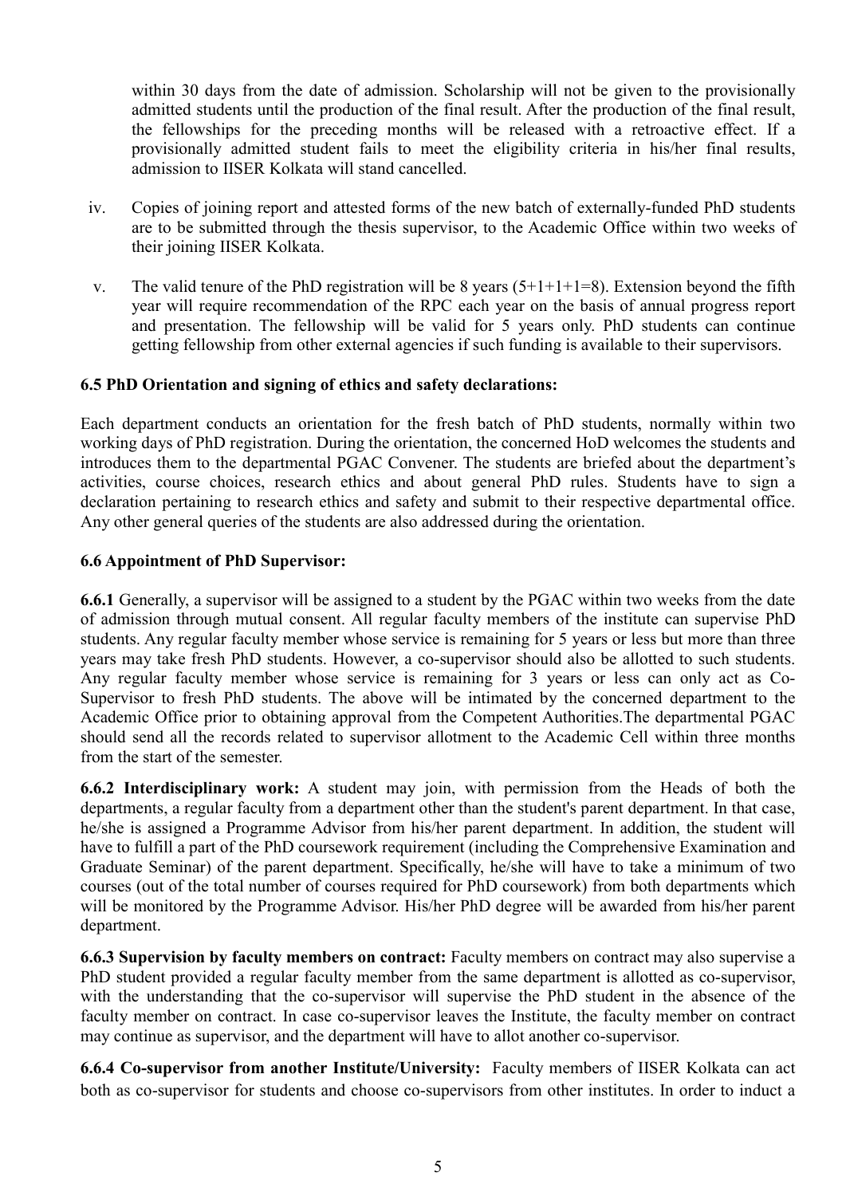within 30 days from the date of admission. Scholarship will not be given to the provisionally admitted students until the production of the final result. After the production of the final result, the fellowships for the preceding months will be released with a retroactive effect. If a provisionally admitted student fails to meet the eligibility criteria in his/her final results, admission to IISER Kolkata will stand cancelled.

iv. Copies of joining report and attested forms of the new batch of externally-funded PhD students are to be submitted through the thesis supervisor, to the Academic Office within two weeks of their joining IISER Kolkata.

v. The valid tenure of the PhD registration will be 8 years (5+1+1+1=8). Extension beyond the fifth year will require recommendation of the RPC each year on the basis of annual progress report and presentation. The fellowship will be valid for 5 years only. PhD students can continue getting fellowship from other external agencies if such funding is available to their supervisors.

### 6.5 PhD Orientation and signing of ethics and safety declarations:

Each department conducts an orientation for the fresh batch of PhD students, normally within two working days of PhD registration. During the orientation, the concerned HoD welcomes the students and introduces them to the departmental PGAC Convener. The students are briefed about the department's activities, course choices, research ethics and about general PhD rules. Students have to sign a declaration pertaining to research ethics and safety and submit to their respective departmental office. Any other general queries of the students are also addressed during the orientation.

### 6.6 Appointment of PhD Supervisor:

**6.6.1** Generally, a supervisor will be assigned to a student by the PGAC within two weeks from the date of admission through mutual consent. All regular faculty members of the institute can supervise PhD students. Any regular faculty member whose service is remaining for 5 years or less but more than three years may take fresh PhD students. However, a co-supervisor should also be allotted to such students. Any regular faculty member whose service is remaining for 3 years or less can only act as Co-Supervisor to fresh PhD students. The above will be intimated by the concerned department to the Academic Office prior to obtaining approval from the Competent Authorities.The departmental PGAC should send all the records related to supervisor allotment to the Academic Cell within three months from the start of the semester.

**6.6.2 Interdisciplinary work:** A student may join, with permission from the Heads of both the departments, a regular faculty from a department other than the student's parent department. In that case, he/she is assigned a Programme Advisor from his/her parent department. In addition, the student will have to fulfill a part of the PhD coursework requirement (including the Comprehensive Examination and Graduate Seminar) of the parent department. Specifically, he/she will have to take a minimum of two courses (out of the total number of courses required for PhD coursework) from both departments which will be monitored by the Programme Advisor. His/her PhD degree will be awarded from his/her parent department.

**6.6.3 Supervision by faculty members on contract:** Faculty members on contract may also supervise a PhD student provided a regular faculty member from the same department is allotted as co-supervisor, with the understanding that the co-supervisor will supervise the PhD student in the absence of the faculty member on contract. In case co-supervisor leaves the Institute, the faculty member on contract may continue as supervisor, and the department will have to allot another co-supervisor.

**6.6.4 Co-supervisor from another Institute/University:** Faculty members of IISER Kolkata can act both as co-supervisor for students and choose co-supervisors from other institutes. In order to induct a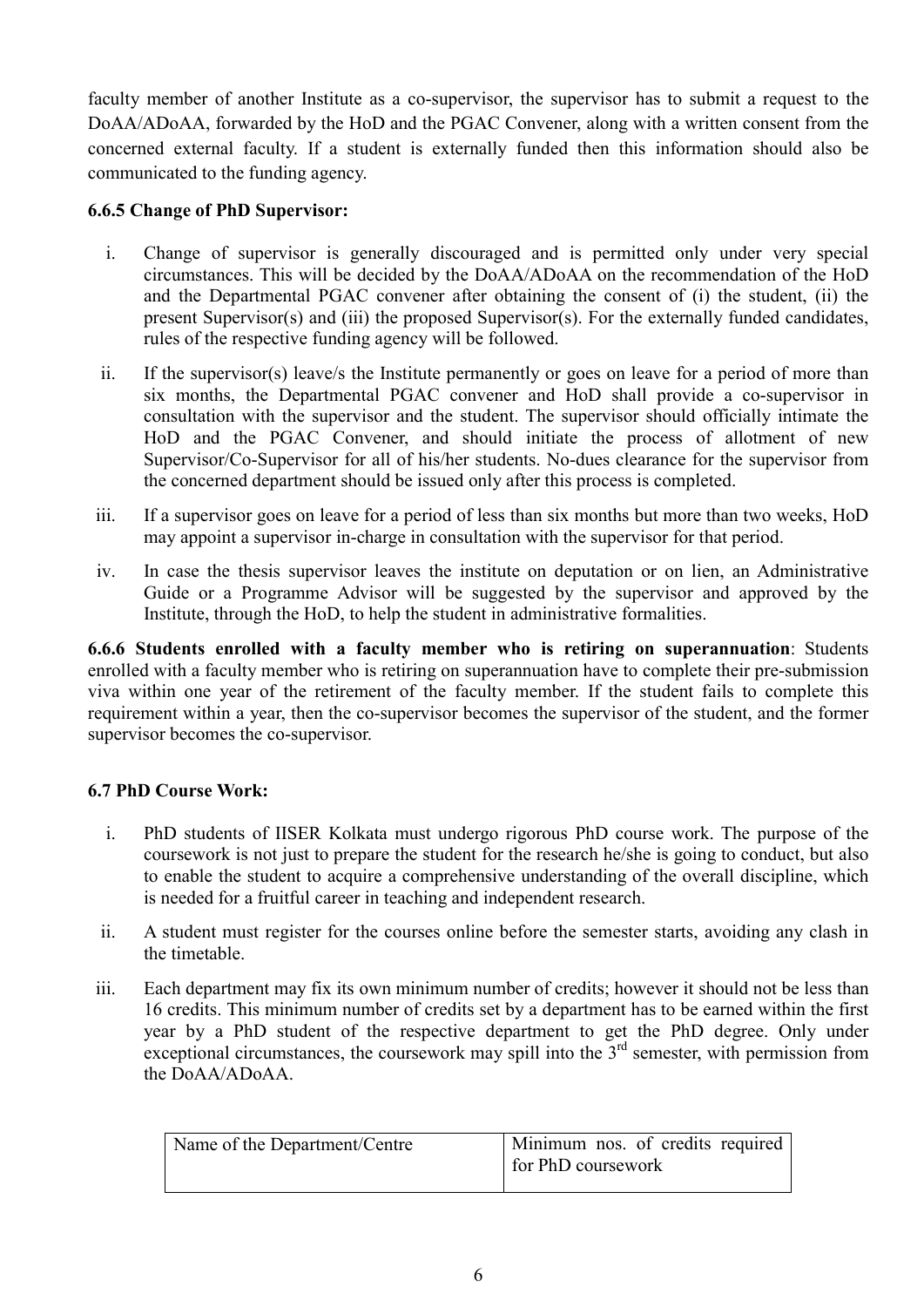faculty member of another Institute as a co-supervisor, the supervisor has to submit a request to the DoAA/ADoAA, forwarded by the HoD and the PGAC Convener, along with a written consent from the concerned external faculty. If a student is externally funded then this information should also be communicated to the funding agency.

**6.6.5 Change of PhD Supervisor:**

i. Change of supervisor is generally discouraged and is permitted only under very special circumstances. This will be decided by the DoAA/ADoAA on the recommendation of the HoD and the Departmental PGAC convener after obtaining the consent of (i) the student, (ii) the present Supervisor(s) and (iii) the proposed Supervisor(s). For the externally funded candidates, rules of the respective funding agency will be followed.

ii. If the supervisor(s) leave/s the Institute permanently or goes on leave for a period of more than six months, the Departmental PGAC convener and HoD shall provide a co-supervisor in consultation with the supervisor and the student. The supervisor should officially intimate the HoD and the PGAC Convener, and should initiate the process of allotment of new Supervisor/Co-Supervisor for all of his/her students. No-dues clearance for the supervisor from the concerned department should be issued only after this process is completed.

iii. If a supervisor goes on leave for a period of less than six months but more than two weeks, HoD may appoint a supervisor in-charge in consultation with the supervisor for that period.

iv. In case the thesis supervisor leaves the institute on deputation or on lien, an Administrative Guide or a Programme Advisor will be suggested by the supervisor and approved by the Institute, through the HoD, to help the student in administrative formalities.

**6.6.6 Students enrolled with a faculty member who is retiring on superannuation**: Students enrolled with a faculty member who is retiring on superannuation have to complete their pre-submission viva within one year of the retirement of the faculty member. If the student fails to complete this requirement within a year, then the co-supervisor becomes the supervisor of the student, and the former supervisor becomes the co-supervisor.

**6.7 PhD Course Work:**

i. PhD students of IISER Kolkata must undergo rigorous PhD course work. The purpose of the coursework is not just to prepare the student for the research he/she is going to conduct, but also to enable the student to acquire a comprehensive understanding of the overall discipline, which is needed for a fruitful career in teaching and independent research.

ii. A student must register for the courses online before the semester starts, avoiding any clash in the timetable.

iii. Each department may fix its own minimum number of credits; however it should not be less than 16 credits. This minimum number of credits set by a department has to be earned within the first year by a PhD student of the respective department to get the PhD degree. Only under exceptional circumstances, the coursework may spill into the 3rd semester, with permission from the DoAA/ADoAA.

| Name of the Department/Centre | Minimum nos. of credits required for PhD coursework |
|---|---|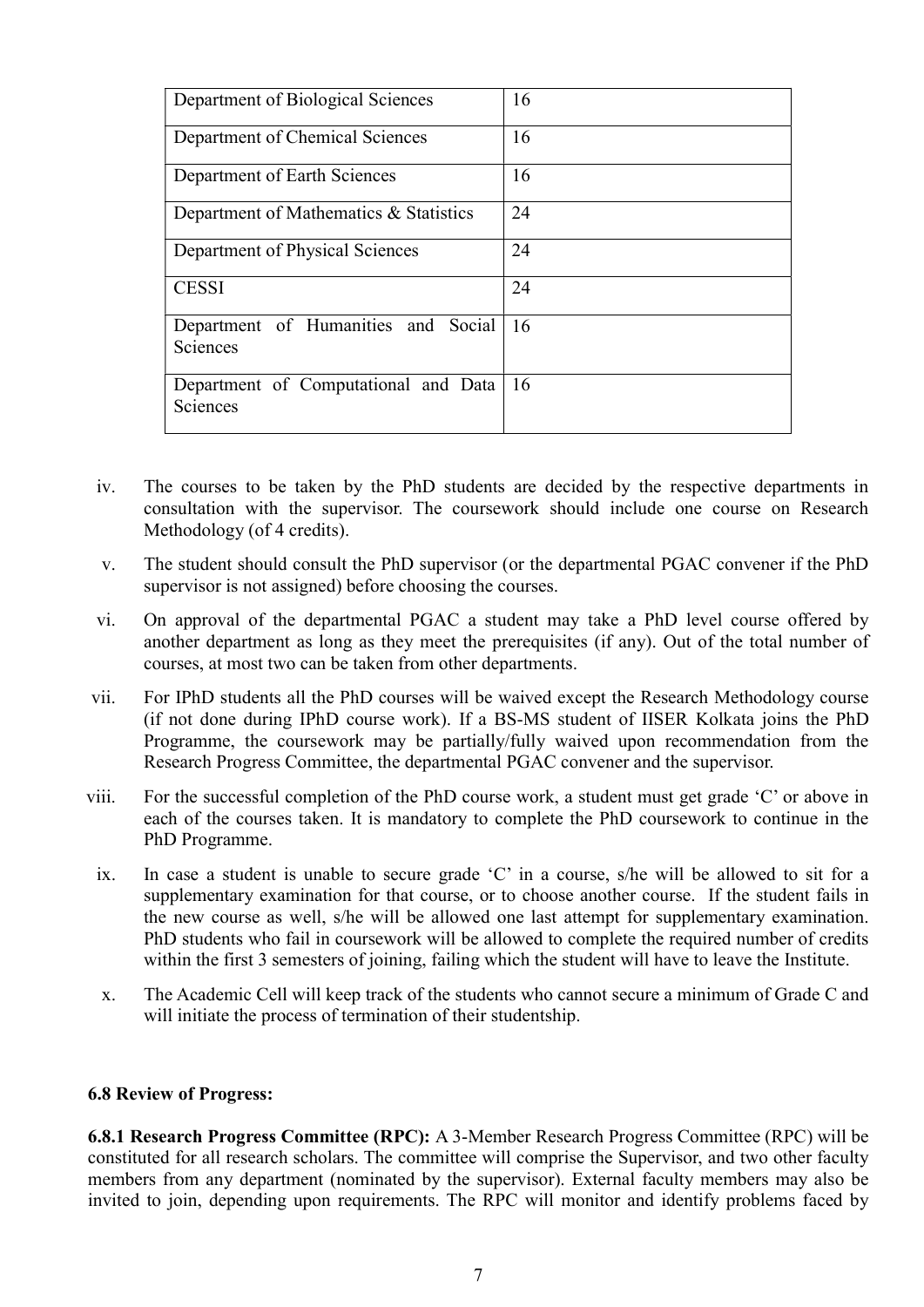| Department of Biological Sciences | 16 |
|---|---|
| Department of Chemical Sciences | 16 |
| Department of Earth Sciences | 16 |
| Department of Mathematics & Statistics | 24 |
| Department of Physical Sciences | 24 |
| CESSI | 24 |
| Department of Humanities and Social Sciences | 16 |
| Department of Computational and Data Sciences | 16 |

iv. The courses to be taken by the PhD students are decided by the respective departments in consultation with the supervisor. The coursework should include one course on Research Methodology (of 4 credits).

v. The student should consult the PhD supervisor (or the departmental PGAC convener if the PhD supervisor is not assigned) before choosing the courses.

vi. On approval of the departmental PGAC a student may take a PhD level course offered by another department as long as they meet the prerequisites (if any). Out of the total number of courses, at most two can be taken from other departments.

vii. For IPhD students all the PhD courses will be waived except the Research Methodology course (if not done during IPhD course work). If a BS-MS student of IISER Kolkata joins the PhD Programme, the coursework may be partially/fully waived upon recommendation from the Research Progress Committee, the departmental PGAC convener and the supervisor.

viii. For the successful completion of the PhD course work, a student must get grade 'C' or above in each of the courses taken. It is mandatory to complete the PhD coursework to continue in the PhD Programme.

ix. In case a student is unable to secure grade 'C' in a course, s/he will be allowed to sit for a supplementary examination for that course, or to choose another course. If the student fails in the new course as well, s/he will be allowed one last attempt for supplementary examination. PhD students who fail in coursework will be allowed to complete the required number of credits within the first 3 semesters of joining, failing which the student will have to leave the Institute.

x. The Academic Cell will keep track of the students who cannot secure a minimum of Grade C and will initiate the process of termination of their studentship.

### 6.8 Review of Progress:

**6.8.1 Research Progress Committee (RPC):** A 3-Member Research Progress Committee (RPC) will be constituted for all research scholars. The committee will comprise the Supervisor, and two other faculty members from any department (nominated by the supervisor). External faculty members may also be invited to join, depending upon requirements. The RPC will monitor and identify problems faced by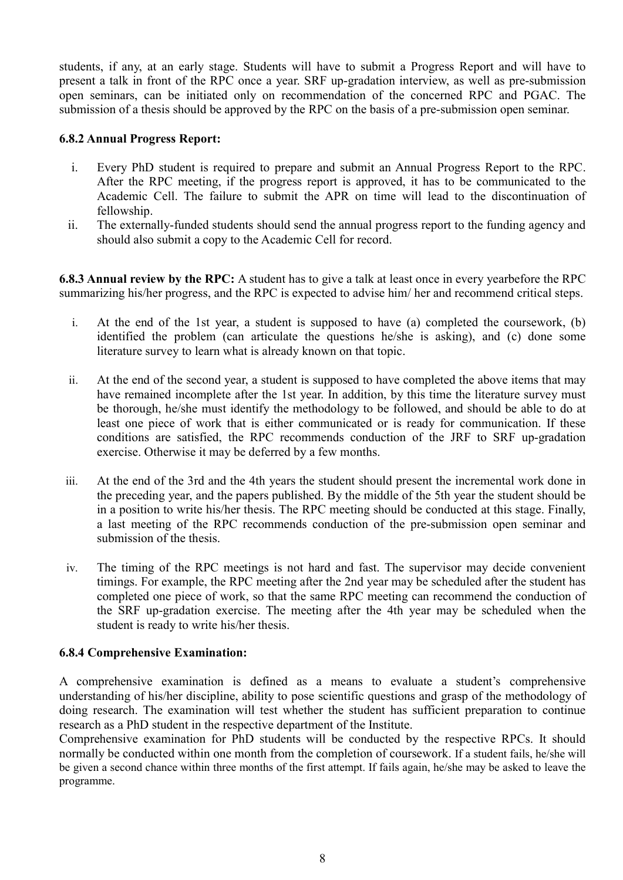students, if any, at an early stage. Students will have to submit a Progress Report and will have to present a talk in front of the RPC once a year. SRF up-gradation interview, as well as pre-submission open seminars, can be initiated only on recommendation of the concerned RPC and PGAC. The submission of a thesis should be approved by the RPC on the basis of a pre-submission open seminar.

**6.8.2 Annual Progress Report:**

i. Every PhD student is required to prepare and submit an Annual Progress Report to the RPC. After the RPC meeting, if the progress report is approved, it has to be communicated to the Academic Cell. The failure to submit the APR on time will lead to the discontinuation of fellowship.
ii. The externally-funded students should send the annual progress report to the funding agency and should also submit a copy to the Academic Cell for record.

**6.8.3 Annual review by the RPC:** A student has to give a talk at least once in every yearbefore the RPC summarizing his/her progress, and the RPC is expected to advise him/ her and recommend critical steps.

i. At the end of the 1st year, a student is supposed to have (a) completed the coursework, (b) identified the problem (can articulate the questions he/she is asking), and (c) done some literature survey to learn what is already known on that topic.

ii. At the end of the second year, a student is supposed to have completed the above items that may have remained incomplete after the 1st year. In addition, by this time the literature survey must be thorough, he/she must identify the methodology to be followed, and should be able to do at least one piece of work that is either communicated or is ready for communication. If these conditions are satisfied, the RPC recommends conduction of the JRF to SRF up-gradation exercise. Otherwise it may be deferred by a few months.

iii. At the end of the 3rd and the 4th years the student should present the incremental work done in the preceding year, and the papers published. By the middle of the 5th year the student should be in a position to write his/her thesis. The RPC meeting should be conducted at this stage. Finally, a last meeting of the RPC recommends conduction of the pre-submission open seminar and submission of the thesis.

iv. The timing of the RPC meetings is not hard and fast. The supervisor may decide convenient timings. For example, the RPC meeting after the 2nd year may be scheduled after the student has completed one piece of work, so that the same RPC meeting can recommend the conduction of the SRF up-gradation exercise. The meeting after the 4th year may be scheduled when the student is ready to write his/her thesis.

**6.8.4 Comprehensive Examination:**

A comprehensive examination is defined as a means to evaluate a student's comprehensive understanding of his/her discipline, ability to pose scientific questions and grasp of the methodology of doing research. The examination will test whether the student has sufficient preparation to continue research as a PhD student in the respective department of the Institute.

Comprehensive examination for PhD students will be conducted by the respective RPCs. It should normally be conducted within one month from the completion of coursework. If a student fails, he/she will be given a second chance within three months of the first attempt. If fails again, he/she may be asked to leave the programme.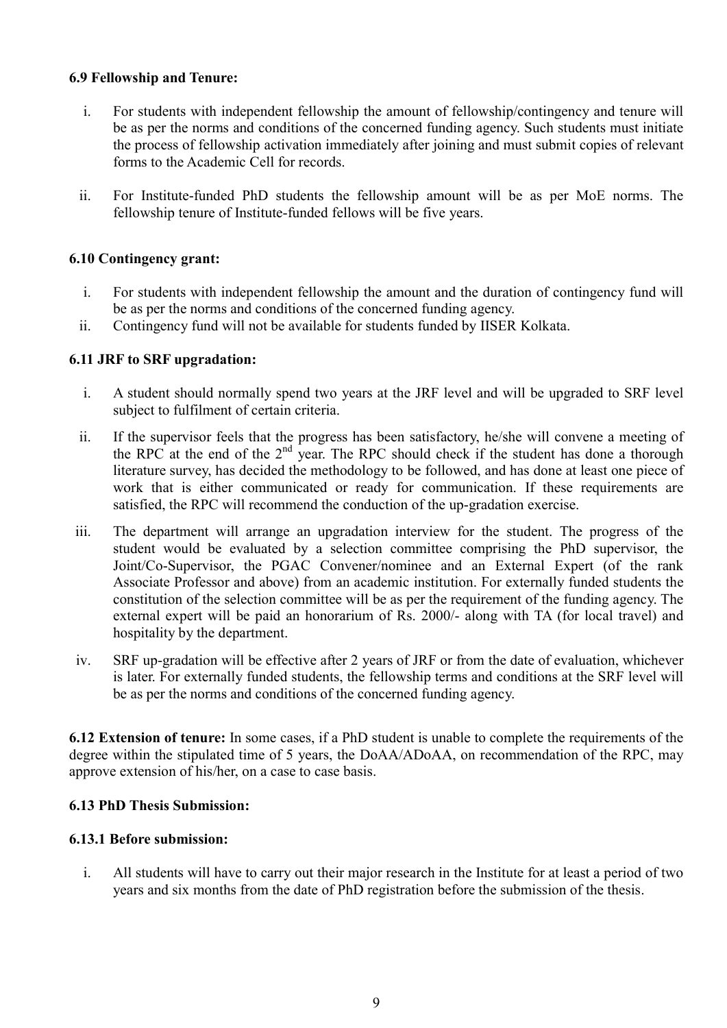**6.9 Fellowship and Tenure:**

i. For students with independent fellowship the amount of fellowship/contingency and tenure will be as per the norms and conditions of the concerned funding agency. Such students must initiate the process of fellowship activation immediately after joining and must submit copies of relevant forms to the Academic Cell for records.

ii. For Institute-funded PhD students the fellowship amount will be as per MoE norms. The fellowship tenure of Institute-funded fellows will be five years.

**6.10 Contingency grant:**

i. For students with independent fellowship the amount and the duration of contingency fund will be as per the norms and conditions of the concerned funding agency.

ii. Contingency fund will not be available for students funded by IISER Kolkata.

**6.11 JRF to SRF upgradation:**

i. A student should normally spend two years at the JRF level and will be upgraded to SRF level subject to fulfilment of certain criteria.

ii. If the supervisor feels that the progress has been satisfactory, he/she will convene a meeting of the RPC at the end of the 2nd year. The RPC should check if the student has done a thorough literature survey, has decided the methodology to be followed, and has done at least one piece of work that is either communicated or ready for communication. If these requirements are satisfied, the RPC will recommend the conduction of the up-gradation exercise.

iii. The department will arrange an upgradation interview for the student. The progress of the student would be evaluated by a selection committee comprising the PhD supervisor, the Joint/Co-Supervisor, the PGAC Convener/nominee and an External Expert (of the rank Associate Professor and above) from an academic institution. For externally funded students the constitution of the selection committee will be as per the requirement of the funding agency. The external expert will be paid an honorarium of Rs. 2000/- along with TA (for local travel) and hospitality by the department.

iv. SRF up-gradation will be effective after 2 years of JRF or from the date of evaluation, whichever is later. For externally funded students, the fellowship terms and conditions at the SRF level will be as per the norms and conditions of the concerned funding agency.

**6.12 Extension of tenure:** In some cases, if a PhD student is unable to complete the requirements of the degree within the stipulated time of 5 years, the DoAA/ADoAA, on recommendation of the RPC, may approve extension of his/her, on a case to case basis.

**6.13 PhD Thesis Submission:**

**6.13.1 Before submission:**

i. All students will have to carry out their major research in the Institute for at least a period of two years and six months from the date of PhD registration before the submission of the thesis.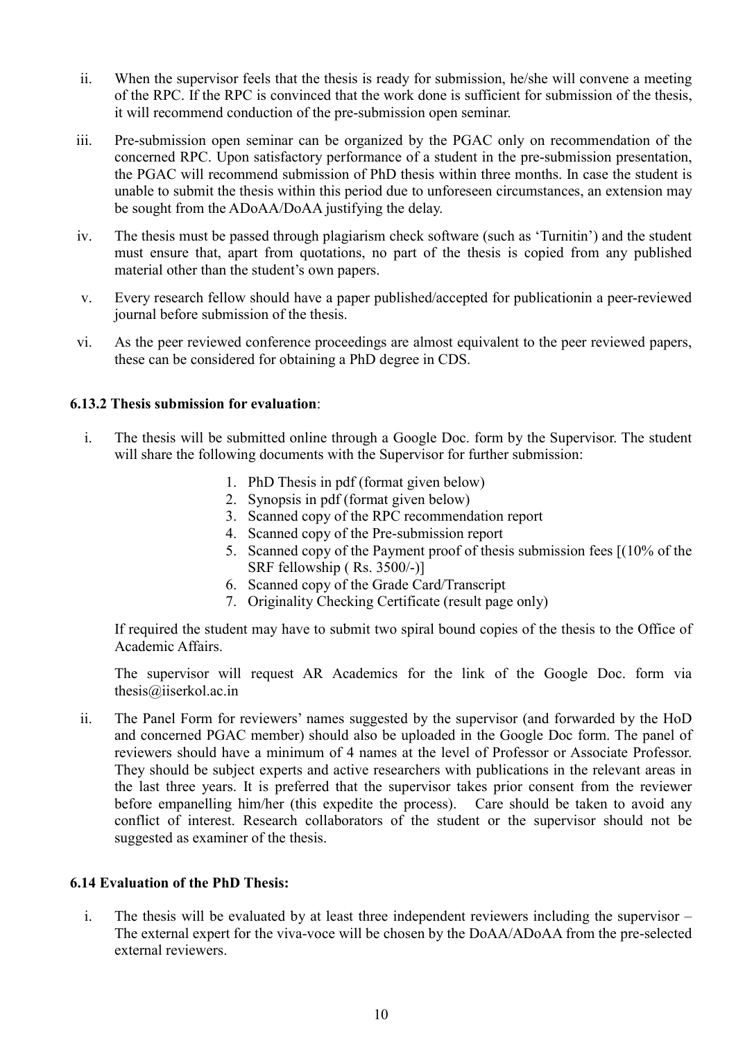ii. When the supervisor feels that the thesis is ready for submission, he/she will convene a meeting of the RPC. If the RPC is convinced that the work done is sufficient for submission of the thesis, it will recommend conduction of the pre-submission open seminar.

iii. Pre-submission open seminar can be organized by the PGAC only on recommendation of the concerned RPC. Upon satisfactory performance of a student in the pre-submission presentation, the PGAC will recommend submission of PhD thesis within three months. In case the student is unable to submit the thesis within this period due to unforeseen circumstances, an extension may be sought from the ADoAA/DoAA justifying the delay.

iv. The thesis must be passed through plagiarism check software (such as 'Turnitin') and the student must ensure that, apart from quotations, no part of the thesis is copied from any published material other than the student's own papers.

v. Every research fellow should have a paper published/accepted for publicationin a peer-reviewed journal before submission of the thesis.

vi. As the peer reviewed conference proceedings are almost equivalent to the peer reviewed papers, these can be considered for obtaining a PhD degree in CDS.

**6.13.2 Thesis submission for evaluation**:

i. The thesis will be submitted online through a Google Doc. form by the Supervisor. The student will share the following documents with the Supervisor for further submission:

   1. PhD Thesis in pdf (format given below)
   2. Synopsis in pdf (format given below)
   3. Scanned copy of the RPC recommendation report
   4. Scanned copy of the Pre-submission report
   5. Scanned copy of the Payment proof of thesis submission fees [(10% of the SRF fellowship ( Rs. 3500/-)]
   6. Scanned copy of the Grade Card/Transcript
   7. Originality Checking Certificate (result page only)

   If required the student may have to submit two spiral bound copies of the thesis to the Office of Academic Affairs.

   The supervisor will request AR Academics for the link of the Google Doc. form via thesis@iiserkol.ac.in

ii. The Panel Form for reviewers' names suggested by the supervisor (and forwarded by the HoD and concerned PGAC member) should also be uploaded in the Google Doc form. The panel of reviewers should have a minimum of 4 names at the level of Professor or Associate Professor. They should be subject experts and active researchers with publications in the relevant areas in the last three years. It is preferred that the supervisor takes prior consent from the reviewer before empanelling him/her (this expedite the process). Care should be taken to avoid any conflict of interest. Research collaborators of the student or the supervisor should not be suggested as examiner of the thesis.

**6.14 Evaluation of the PhD Thesis:**

i. The thesis will be evaluated by at least three independent reviewers including the supervisor – The external expert for the viva-voce will be chosen by the DoAA/ADoAA from the pre-selected external reviewers.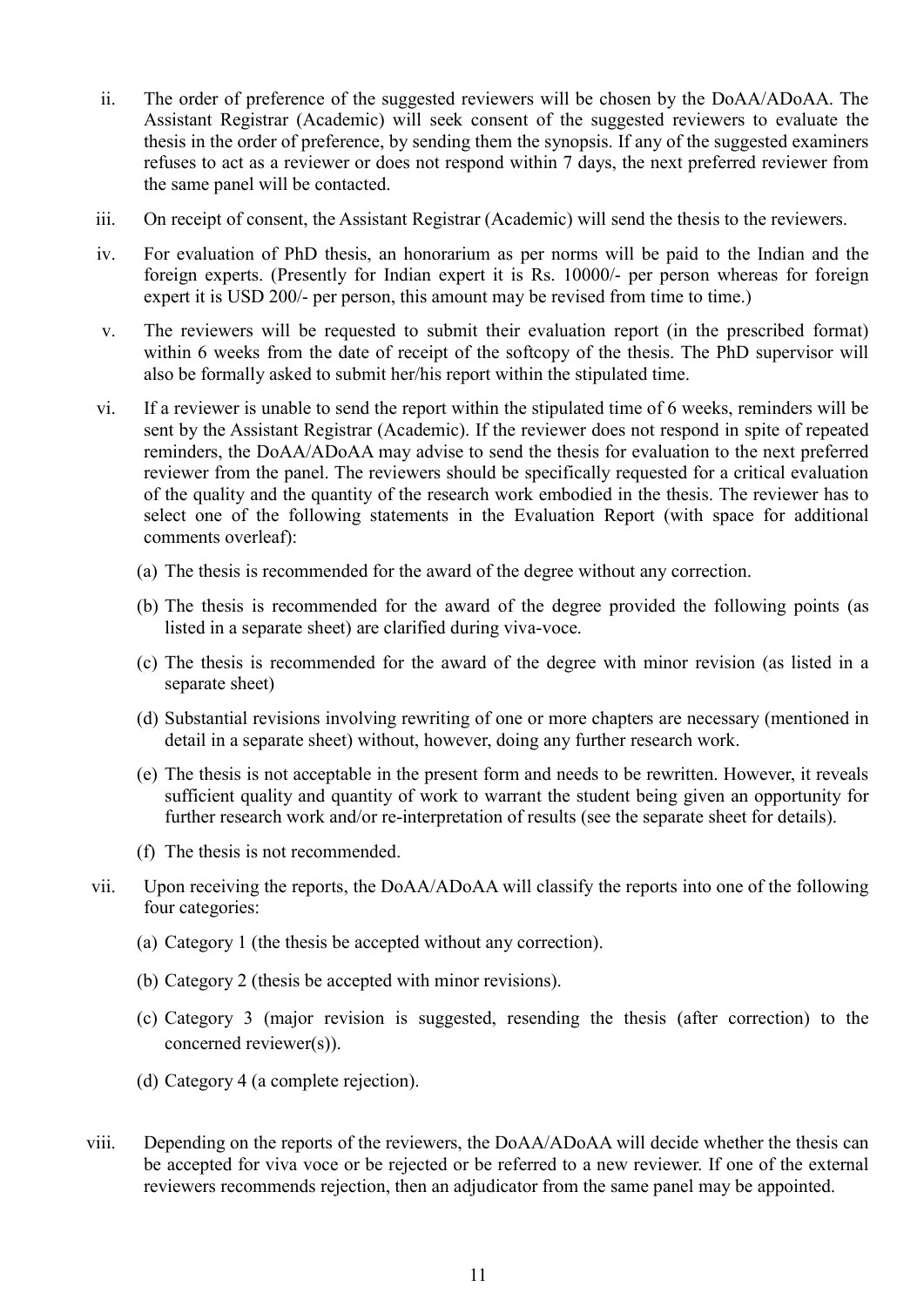ii. The order of preference of the suggested reviewers will be chosen by the DoAA/ADoAA. The Assistant Registrar (Academic) will seek consent of the suggested reviewers to evaluate the thesis in the order of preference, by sending them the synopsis. If any of the suggested examiners refuses to act as a reviewer or does not respond within 7 days, the next preferred reviewer from the same panel will be contacted.

iii. On receipt of consent, the Assistant Registrar (Academic) will send the thesis to the reviewers.

iv. For evaluation of PhD thesis, an honorarium as per norms will be paid to the Indian and the foreign experts. (Presently for Indian expert it is Rs. 10000/- per person whereas for foreign expert it is USD 200/- per person, this amount may be revised from time to time.)

v. The reviewers will be requested to submit their evaluation report (in the prescribed format) within 6 weeks from the date of receipt of the softcopy of the thesis. The PhD supervisor will also be formally asked to submit her/his report within the stipulated time.

vi. If a reviewer is unable to send the report within the stipulated time of 6 weeks, reminders will be sent by the Assistant Registrar (Academic). If the reviewer does not respond in spite of repeated reminders, the DoAA/ADoAA may advise to send the thesis for evaluation to the next preferred reviewer from the panel. The reviewers should be specifically requested for a critical evaluation of the quality and the quantity of the research work embodied in the thesis. The reviewer has to select one of the following statements in the Evaluation Report (with space for additional comments overleaf):

   (a) The thesis is recommended for the award of the degree without any correction.

   (b) The thesis is recommended for the award of the degree provided the following points (as listed in a separate sheet) are clarified during viva-voce.

   (c) The thesis is recommended for the award of the degree with minor revision (as listed in a separate sheet)

   (d) Substantial revisions involving rewriting of one or more chapters are necessary (mentioned in detail in a separate sheet) without, however, doing any further research work.

   (e) The thesis is not acceptable in the present form and needs to be rewritten. However, it reveals sufficient quality and quantity of work to warrant the student being given an opportunity for further research work and/or re-interpretation of results (see the separate sheet for details).

   (f) The thesis is not recommended.

vii. Upon receiving the reports, the DoAA/ADoAA will classify the reports into one of the following four categories:

   (a) Category 1 (the thesis be accepted without any correction).

   (b) Category 2 (thesis be accepted with minor revisions).

   (c) Category 3 (major revision is suggested, resending the thesis (after correction) to the concerned reviewer(s)).

   (d) Category 4 (a complete rejection).

viii. Depending on the reports of the reviewers, the DoAA/ADoAA will decide whether the thesis can be accepted for viva voce or be rejected or be referred to a new reviewer. If one of the external reviewers recommends rejection, then an adjudicator from the same panel may be appointed.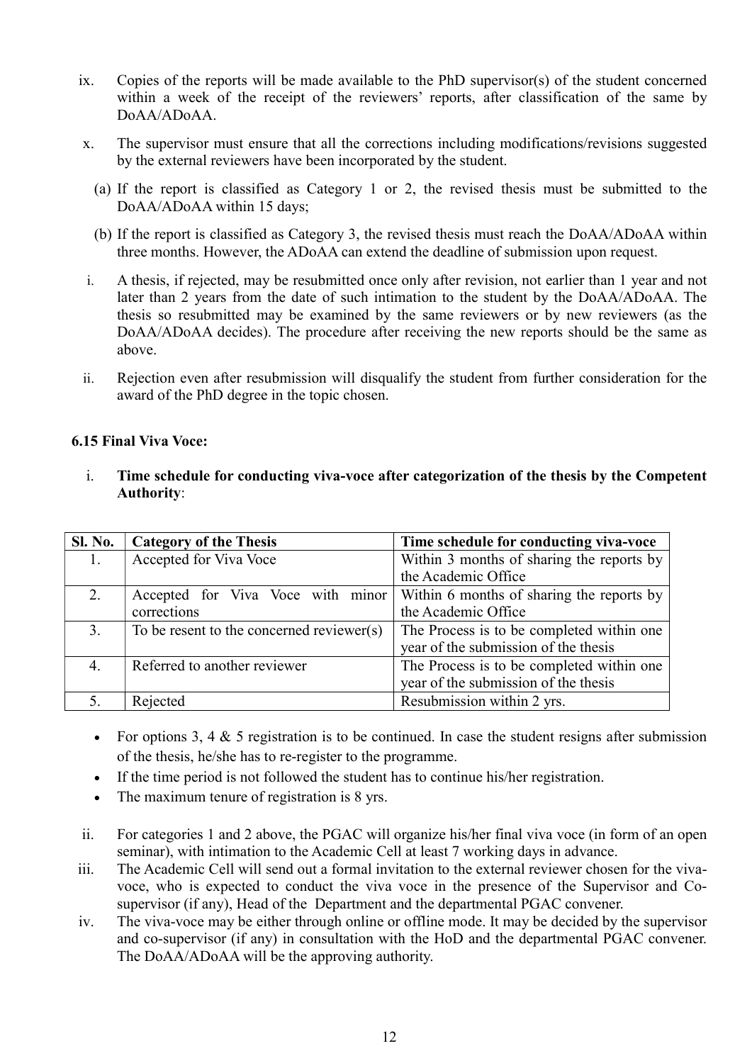ix. Copies of the reports will be made available to the PhD supervisor(s) of the student concerned within a week of the receipt of the reviewers' reports, after classification of the same by DoAA/ADoAA.

x. The supervisor must ensure that all the corrections including modifications/revisions suggested by the external reviewers have been incorporated by the student.

   (a) If the report is classified as Category 1 or 2, the revised thesis must be submitted to the DoAA/ADoAA within 15 days;

   (b) If the report is classified as Category 3, the revised thesis must reach the DoAA/ADoAA within three months. However, the ADoAA can extend the deadline of submission upon request.

i. A thesis, if rejected, may be resubmitted once only after revision, not earlier than 1 year and not later than 2 years from the date of such intimation to the student by the DoAA/ADoAA. The thesis so resubmitted may be examined by the same reviewers or by new reviewers (as the DoAA/ADoAA decides). The procedure after receiving the new reports should be the same as above.

ii. Rejection even after resubmission will disqualify the student from further consideration for the award of the PhD degree in the topic chosen.

### 6.15 Final Viva Voce:

i. **Time schedule for conducting viva-voce after categorization of the thesis by the Competent Authority**:

| Sl. No. | Category of the Thesis | Time schedule for conducting viva-voce |
|---|---|---|
| 1. | Accepted for Viva Voce | Within 3 months of sharing the reports by the Academic Office |
| 2. | Accepted for Viva Voce with minor corrections | Within 6 months of sharing the reports by the Academic Office |
| 3. | To be resent to the concerned reviewer(s) | The Process is to be completed within one year of the submission of the thesis |
| 4. | Referred to another reviewer | The Process is to be completed within one year of the submission of the thesis |
| 5. | Rejected | Resubmission within 2 yrs. |

- For options 3, 4 & 5 registration is to be continued. In case the student resigns after submission of the thesis, he/she has to re-register to the programme.
- If the time period is not followed the student has to continue his/her registration.
- The maximum tenure of registration is 8 yrs.

ii. For categories 1 and 2 above, the PGAC will organize his/her final viva voce (in form of an open seminar), with intimation to the Academic Cell at least 7 working days in advance.

iii. The Academic Cell will send out a formal invitation to the external reviewer chosen for the viva-voce, who is expected to conduct the viva voce in the presence of the Supervisor and Co-supervisor (if any), Head of the Department and the departmental PGAC convener.

iv. The viva-voce may be either through online or offline mode. It may be decided by the supervisor and co-supervisor (if any) in consultation with the HoD and the departmental PGAC convener. The DoAA/ADoAA will be the approving authority.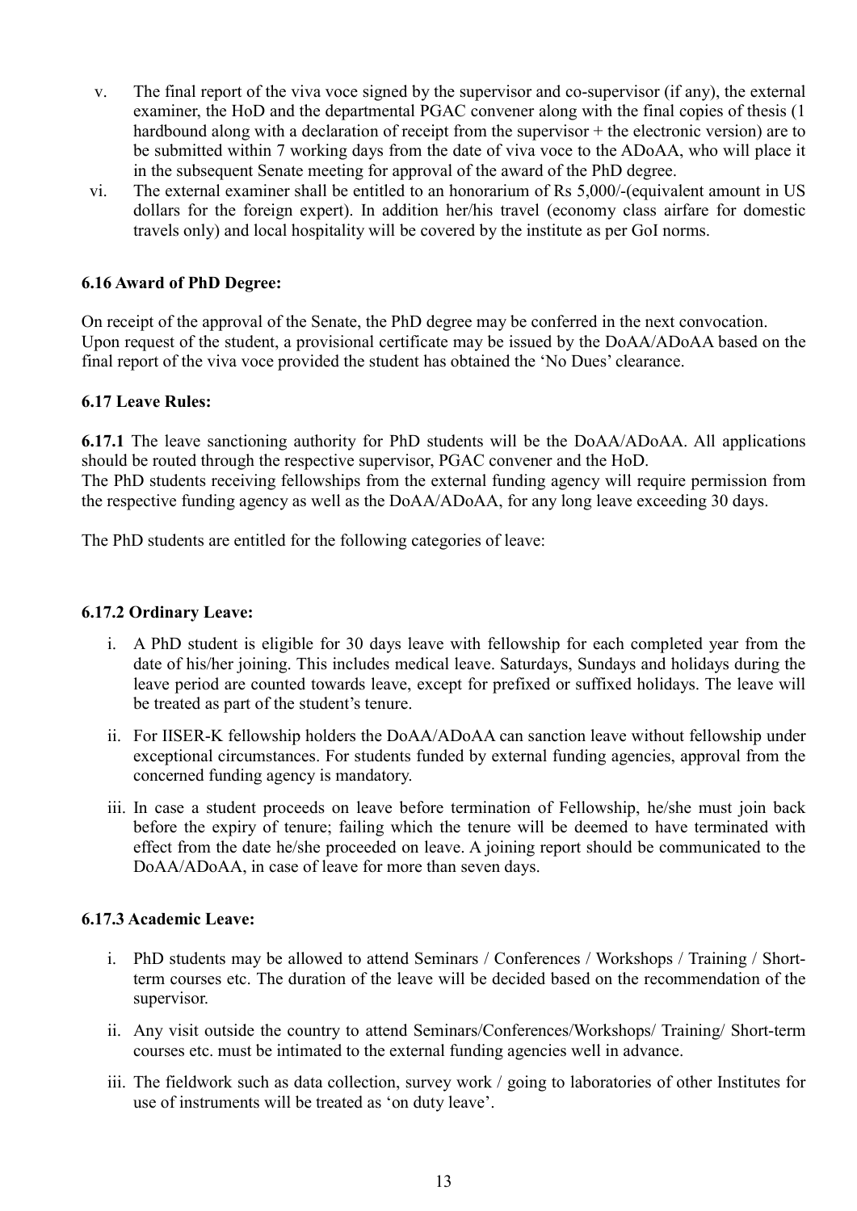v. The final report of the viva voce signed by the supervisor and co-supervisor (if any), the external examiner, the HoD and the departmental PGAC convener along with the final copies of thesis (1 hardbound along with a declaration of receipt from the supervisor + the electronic version) are to be submitted within 7 working days from the date of viva voce to the ADoAA, who will place it in the subsequent Senate meeting for approval of the award of the PhD degree.

vi. The external examiner shall be entitled to an honorarium of Rs 5,000/-(equivalent amount in US dollars for the foreign expert). In addition her/his travel (economy class airfare for domestic travels only) and local hospitality will be covered by the institute as per GoI norms.

### 6.16 Award of PhD Degree:

On receipt of the approval of the Senate, the PhD degree may be conferred in the next convocation. Upon request of the student, a provisional certificate may be issued by the DoAA/ADoAA based on the final report of the viva voce provided the student has obtained the 'No Dues' clearance.

### 6.17 Leave Rules:

**6.17.1** The leave sanctioning authority for PhD students will be the DoAA/ADoAA. All applications should be routed through the respective supervisor, PGAC convener and the HoD.
The PhD students receiving fellowships from the external funding agency will require permission from the respective funding agency as well as the DoAA/ADoAA, for any long leave exceeding 30 days.

The PhD students are entitled for the following categories of leave:

#### 6.17.2 Ordinary Leave:

i. A PhD student is eligible for 30 days leave with fellowship for each completed year from the date of his/her joining. This includes medical leave. Saturdays, Sundays and holidays during the leave period are counted towards leave, except for prefixed or suffixed holidays. The leave will be treated as part of the student's tenure.

ii. For IISER-K fellowship holders the DoAA/ADoAA can sanction leave without fellowship under exceptional circumstances. For students funded by external funding agencies, approval from the concerned funding agency is mandatory.

iii. In case a student proceeds on leave before termination of Fellowship, he/she must join back before the expiry of tenure; failing which the tenure will be deemed to have terminated with effect from the date he/she proceeded on leave. A joining report should be communicated to the DoAA/ADoAA, in case of leave for more than seven days.

#### 6.17.3 Academic Leave:

i. PhD students may be allowed to attend Seminars / Conferences / Workshops / Training / Short-term courses etc. The duration of the leave will be decided based on the recommendation of the supervisor.

ii. Any visit outside the country to attend Seminars/Conferences/Workshops/ Training/ Short-term courses etc. must be intimated to the external funding agencies well in advance.

iii. The fieldwork such as data collection, survey work / going to laboratories of other Institutes for use of instruments will be treated as 'on duty leave'.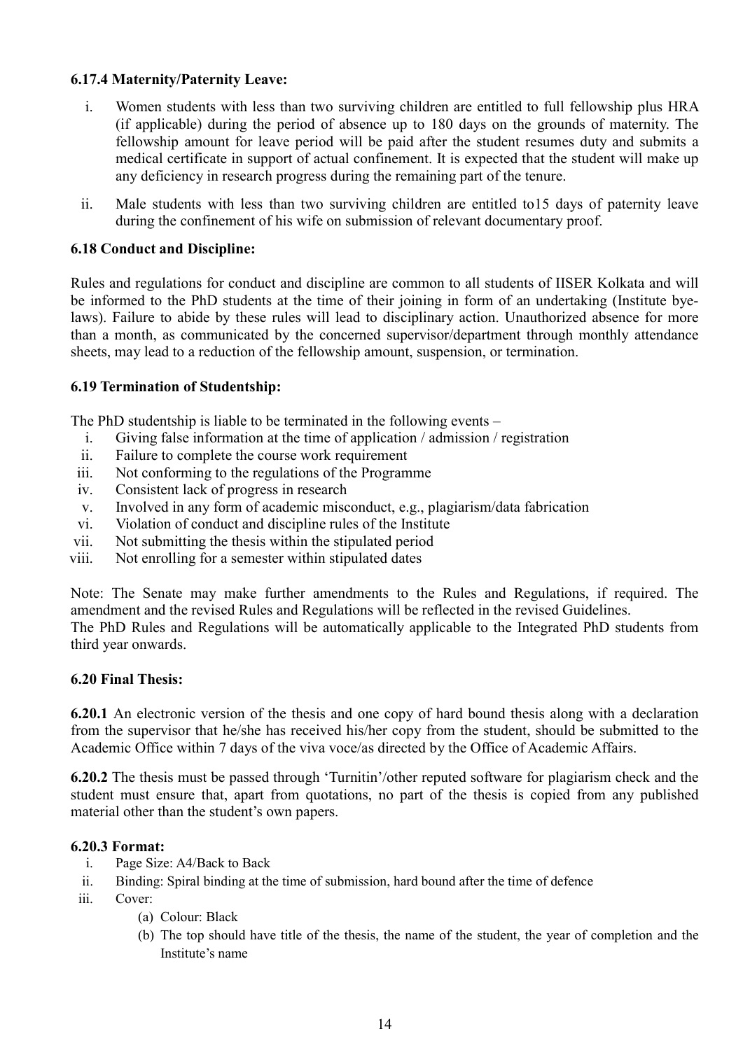#### 6.17.4 Maternity/Paternity Leave:

i. Women students with less than two surviving children are entitled to full fellowship plus HRA (if applicable) during the period of absence up to 180 days on the grounds of maternity. The fellowship amount for leave period will be paid after the student resumes duty and submits a medical certificate in support of actual confinement. It is expected that the student will make up any deficiency in research progress during the remaining part of the tenure.

ii. Male students with less than two surviving children are entitled to15 days of paternity leave during the confinement of his wife on submission of relevant documentary proof.

### 6.18 Conduct and Discipline:

Rules and regulations for conduct and discipline are common to all students of IISER Kolkata and will be informed to the PhD students at the time of their joining in form of an undertaking (Institute bye-laws). Failure to abide by these rules will lead to disciplinary action. Unauthorized absence for more than a month, as communicated by the concerned supervisor/department through monthly attendance sheets, may lead to a reduction of the fellowship amount, suspension, or termination.

### 6.19 Termination of Studentship:

The PhD studentship is liable to be terminated in the following events –

i. Giving false information at the time of application / admission / registration
ii. Failure to complete the course work requirement
iii. Not conforming to the regulations of the Programme
iv. Consistent lack of progress in research
v. Involved in any form of academic misconduct, e.g., plagiarism/data fabrication
vi. Violation of conduct and discipline rules of the Institute
vii. Not submitting the thesis within the stipulated period
viii. Not enrolling for a semester within stipulated dates

Note: The Senate may make further amendments to the Rules and Regulations, if required. The amendment and the revised Rules and Regulations will be reflected in the revised Guidelines.
The PhD Rules and Regulations will be automatically applicable to the Integrated PhD students from third year onwards.

### 6.20 Final Thesis:

**6.20.1** An electronic version of the thesis and one copy of hard bound thesis along with a declaration from the supervisor that he/she has received his/her copy from the student, should be submitted to the Academic Office within 7 days of the viva voce/as directed by the Office of Academic Affairs.

**6.20.2** The thesis must be passed through 'Turnitin'/other reputed software for plagiarism check and the student must ensure that, apart from quotations, no part of the thesis is copied from any published material other than the student's own papers.

**6.20.3 Format:**

i. Page Size: A4/Back to Back
ii. Binding: Spiral binding at the time of submission, hard bound after the time of defence
iii. Cover:
   (a) Colour: Black
   (b) The top should have title of the thesis, the name of the student, the year of completion and the Institute's name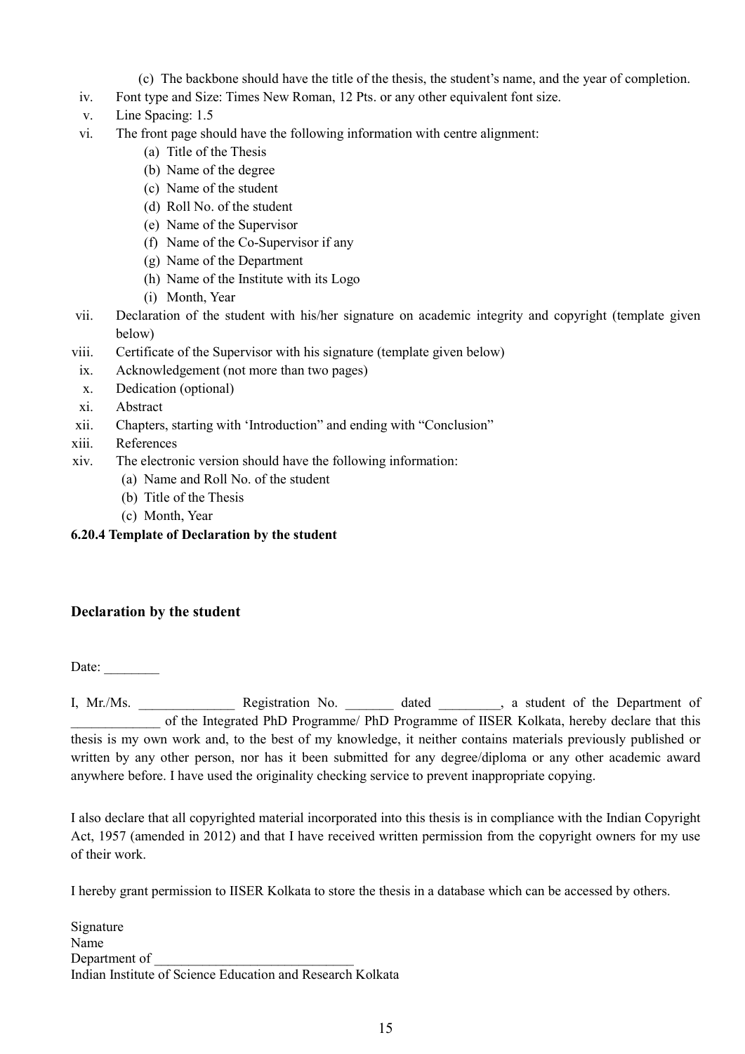(c) The backbone should have the title of the thesis, the student's name, and the year of completion.

iv. Font type and Size: Times New Roman, 12 Pts. or any other equivalent font size.

v. Line Spacing: 1.5

vi. The front page should have the following information with centre alignment:
   (a) Title of the Thesis
   (b) Name of the degree
   (c) Name of the student
   (d) Roll No. of the student
   (e) Name of the Supervisor
   (f) Name of the Co-Supervisor if any
   (g) Name of the Department
   (h) Name of the Institute with its Logo
   (i) Month, Year

vii. Declaration of the student with his/her signature on academic integrity and copyright (template given below)

viii. Certificate of the Supervisor with his signature (template given below)

ix. Acknowledgement (not more than two pages)

x. Dedication (optional)

xi. Abstract

xii. Chapters, starting with 'Introduction" and ending with "Conclusion"

xiii. References

xiv. The electronic version should have the following information:
   (a) Name and Roll No. of the student
   (b) Title of the Thesis
   (c) Month, Year

**6.20.4 Template of Declaration by the student**

### Declaration by the student

Date: ________

I, Mr./Ms. ______________ Registration No. _______ dated _________, a student of the Department of _____________ of the Integrated PhD Programme/ PhD Programme of IISER Kolkata, hereby declare that this thesis is my own work and, to the best of my knowledge, it neither contains materials previously published or written by any other person, nor has it been submitted for any degree/diploma or any other academic award anywhere before. I have used the originality checking service to prevent inappropriate copying.

I also declare that all copyrighted material incorporated into this thesis is in compliance with the Indian Copyright Act, 1957 (amended in 2012) and that I have received written permission from the copyright owners for my use of their work.

I hereby grant permission to IISER Kolkata to store the thesis in a database which can be accessed by others.

Signature
Name
Department of ______________________________
Indian Institute of Science Education and Research Kolkata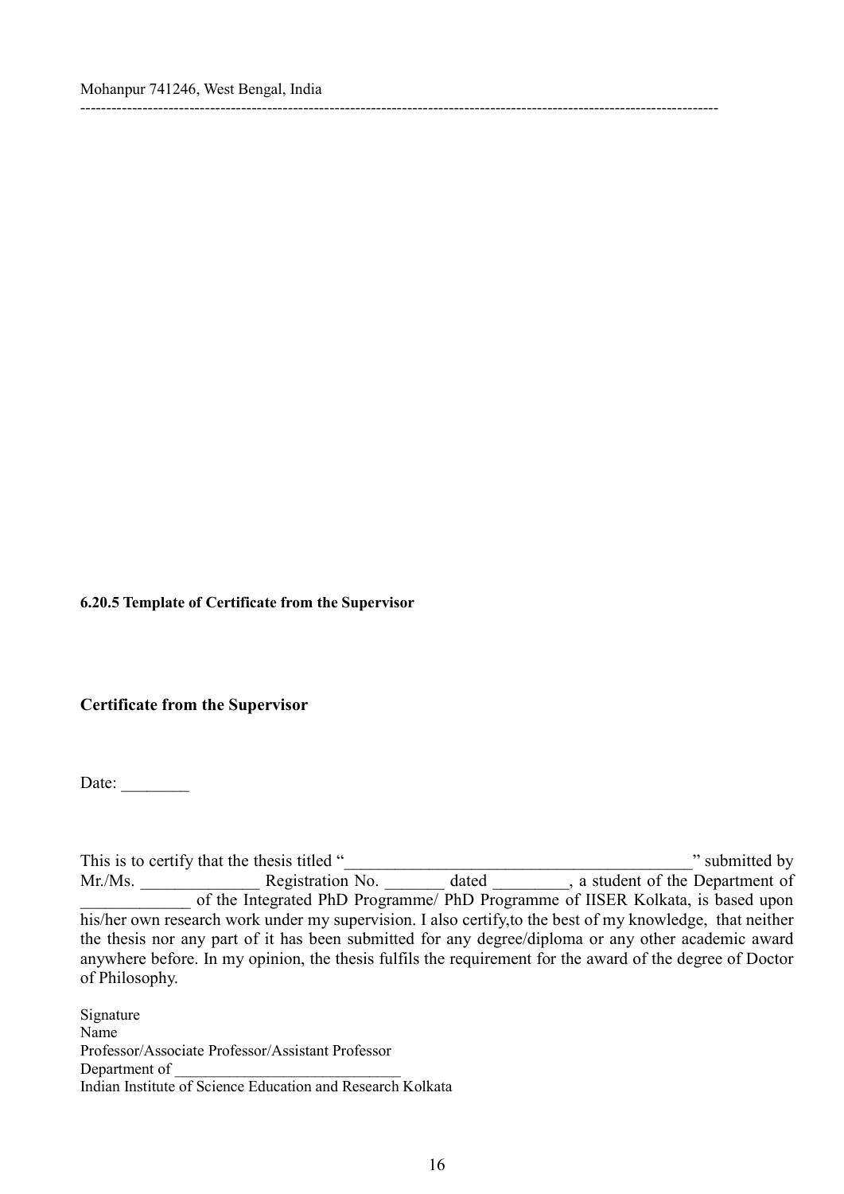Mohanpur 741246, West Bengal, India

------------------------------------------------------------------------------------------------------------------------

**6.20.5 Template of Certificate from the Supervisor**

**Certificate from the Supervisor**

Date: ________

This is to certify that the thesis titled "_________________________________________" submitted by Mr./Ms. ______________ Registration No. _______ dated _________, a student of the Department of _____________ of the Integrated PhD Programme/ PhD Programme of IISER Kolkata, is based upon his/her own research work under my supervision. I also certify,to the best of my knowledge, that neither the thesis nor any part of it has been submitted for any degree/diploma or any other academic award anywhere before. In my opinion, the thesis fulfils the requirement for the award of the degree of Doctor of Philosophy.

Signature
Name
Professor/Associate Professor/Assistant Professor
Department of _____________________________
Indian Institute of Science Education and Research Kolkata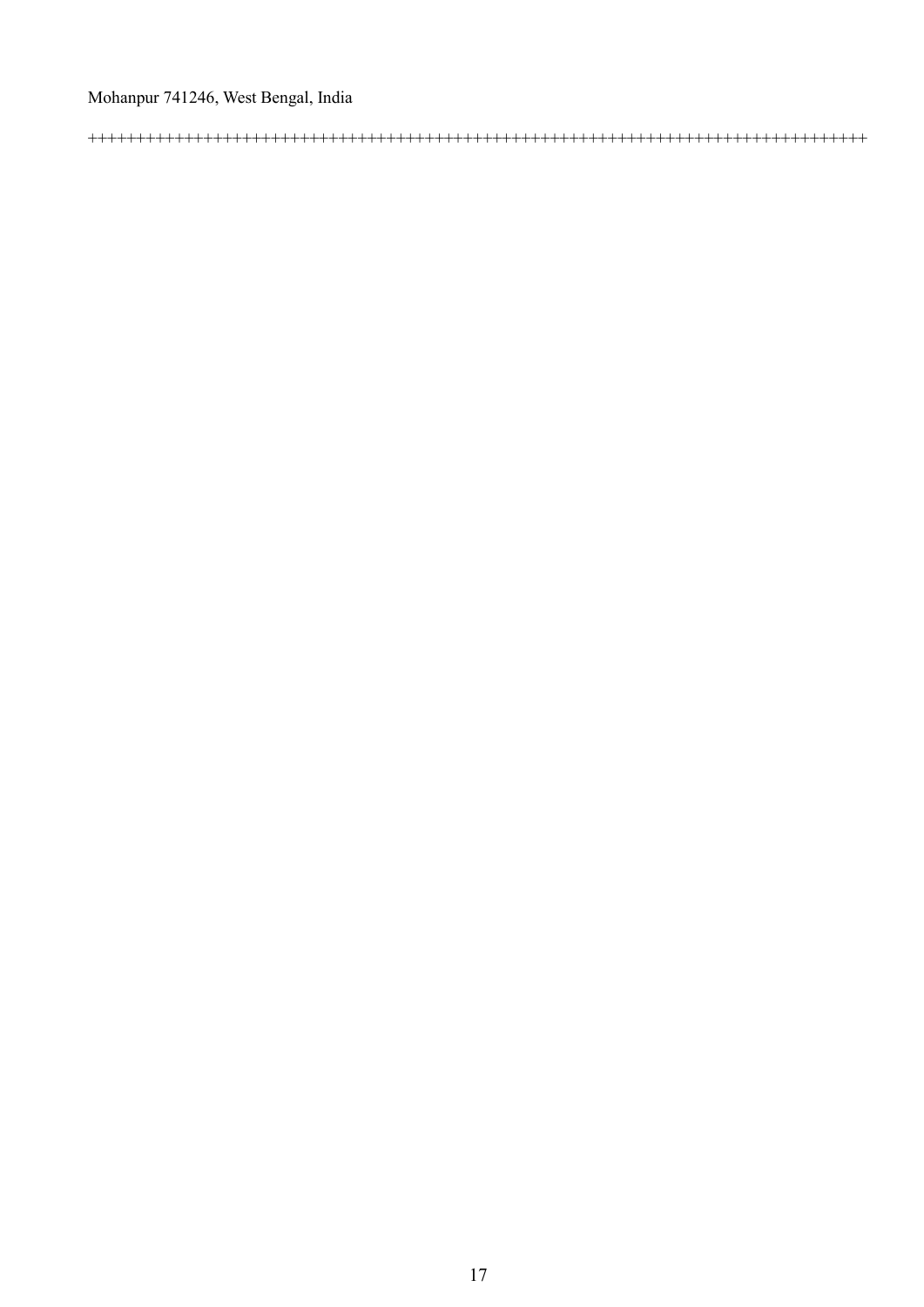Mohanpur 741246, West Bengal, India

++++++++++++++++++++++++++++++++++++++++++++++++++++++++++++++++++++++++++++++++++